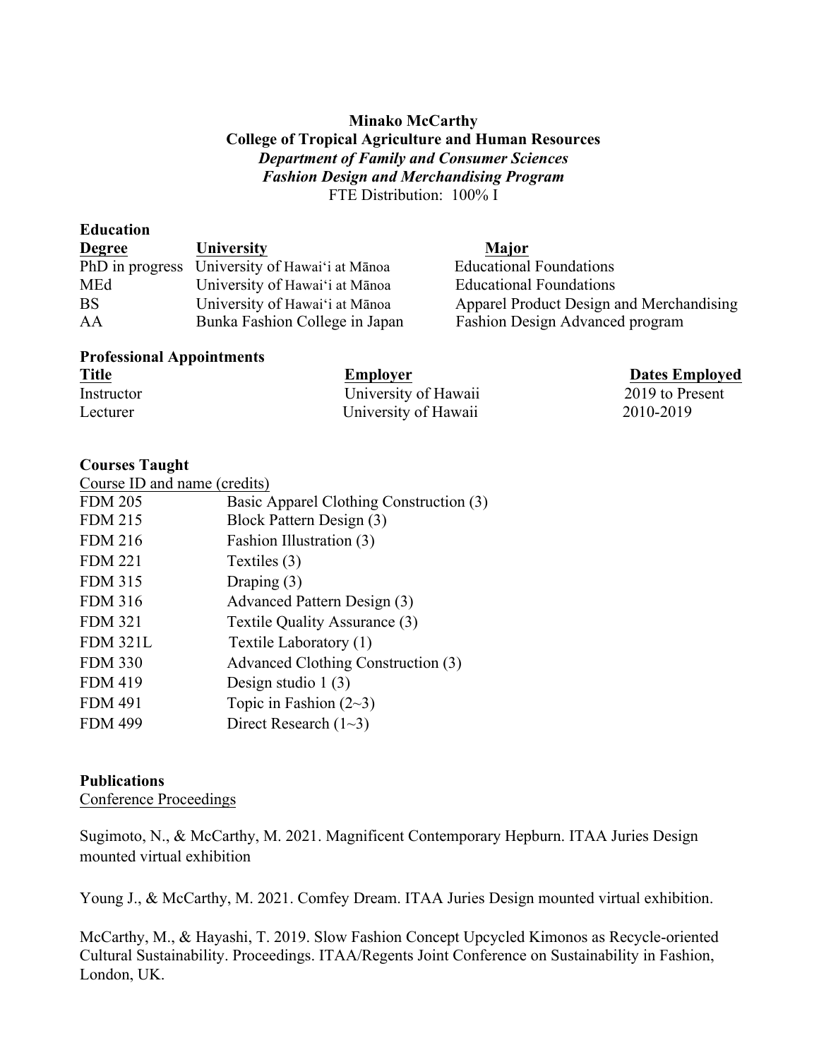**Minako McCarthy**
**College of Tropical Agriculture and Human Resources**
***Department of Family and Consumer Sciences***
***Fashion Design and Merchandising Program***
FTE Distribution: 100% I

## Education

| Degree | University | Major |
|---|---|---|
| PhD in progress | University of Hawaiʻi at Mānoa | Educational Foundations |
| MEd | University of Hawaiʻi at Mānoa | Educational Foundations |
| BS | University of Hawaiʻi at Mānoa | Apparel Product Design and Merchandising |
| AA | Bunka Fashion College in Japan | Fashion Design Advanced program |

## Professional Appointments

| Title | Employer | Dates Employed |
|---|---|---|
| Instructor | University of Hawaii | 2019 to Present |
| Lecturer | University of Hawaii | 2010-2019 |

## Courses Taught

| Course ID and name (credits) | |
|---|---|
| FDM 205 | Basic Apparel Clothing Construction (3) |
| FDM 215 | Block Pattern Design (3) |
| FDM 216 | Fashion Illustration (3) |
| FDM 221 | Textiles (3) |
| FDM 315 | Draping (3) |
| FDM 316 | Advanced Pattern Design (3) |
| FDM 321 | Textile Quality Assurance (3) |
| FDM 321L | Textile Laboratory (1) |
| FDM 330 | Advanced Clothing Construction (3) |
| FDM 419 | Design studio 1 (3) |
| FDM 491 | Topic in Fashion (2~3) |
| FDM 499 | Direct Research (1~3) |

## Publications

Conference Proceedings

Sugimoto, N., & McCarthy, M. 2021. Magnificent Contemporary Hepburn. ITAA Juries Design mounted virtual exhibition

Young J., & McCarthy, M. 2021. Comfey Dream. ITAA Juries Design mounted virtual exhibition.

McCarthy, M., & Hayashi, T. 2019. Slow Fashion Concept Upcycled Kimonos as Recycle-oriented Cultural Sustainability. Proceedings. ITAA/Regents Joint Conference on Sustainability in Fashion, London, UK.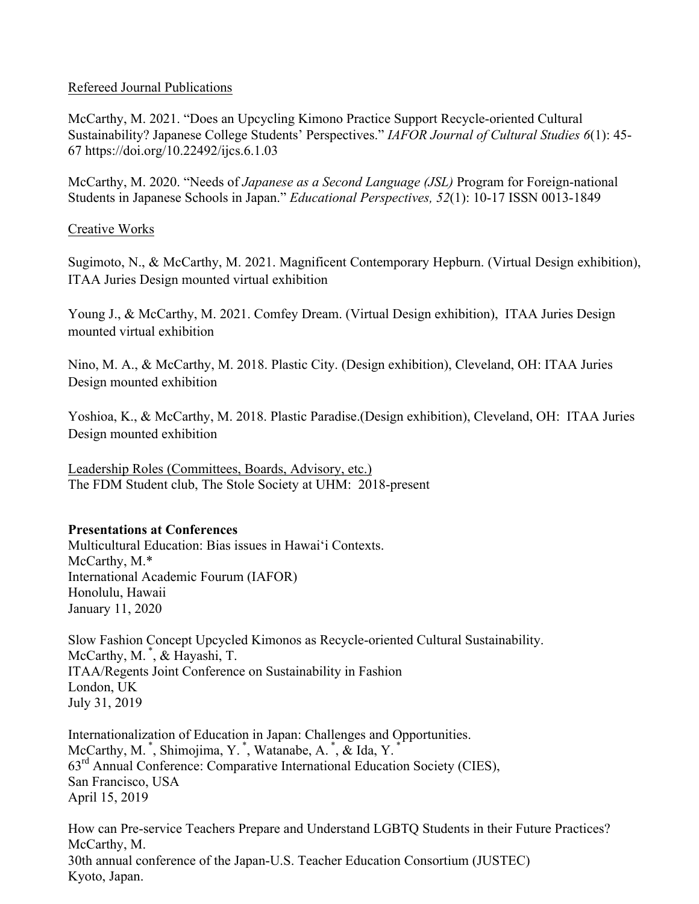Refereed Journal Publications

McCarthy, M. 2021. "Does an Upcycling Kimono Practice Support Recycle-oriented Cultural Sustainability? Japanese College Students' Perspectives." *IAFOR Journal of Cultural Studies 6*(1): 45-67 https://doi.org/10.22492/ijcs.6.1.03

McCarthy, M. 2020. "Needs of *Japanese as a Second Language (JSL)* Program for Foreign-national Students in Japanese Schools in Japan." *Educational Perspectives, 52*(1): 10-17 ISSN 0013-1849

Creative Works

Sugimoto, N., & McCarthy, M. 2021. Magnificent Contemporary Hepburn. (Virtual Design exhibition), ITAA Juries Design mounted virtual exhibition

Young J., & McCarthy, M. 2021. Comfey Dream. (Virtual Design exhibition), ITAA Juries Design mounted virtual exhibition

Nino, M. A., & McCarthy, M. 2018. Plastic City. (Design exhibition), Cleveland, OH: ITAA Juries Design mounted exhibition

Yoshioa, K., & McCarthy, M. 2018. Plastic Paradise.(Design exhibition), Cleveland, OH: ITAA Juries Design mounted exhibition

Leadership Roles (Committees, Boards, Advisory, etc.)
The FDM Student club, The Stole Society at UHM: 2018-present

**Presentations at Conferences**

Multicultural Education: Bias issues in Hawaiʻi Contexts.
McCarthy, M.*
International Academic Fourum (IAFOR)
Honolulu, Hawaii
January 11, 2020

Slow Fashion Concept Upcycled Kimonos as Recycle-oriented Cultural Sustainability.
McCarthy, M.*, & Hayashi, T.
ITAA/Regents Joint Conference on Sustainability in Fashion
London, UK
July 31, 2019

Internationalization of Education in Japan: Challenges and Opportunities.
McCarthy, M.*, Shimojima, Y.*, Watanabe, A.*, & Ida, Y.*
63rd Annual Conference: Comparative International Education Society (CIES),
San Francisco, USA
April 15, 2019

How can Pre-service Teachers Prepare and Understand LGBTQ Students in their Future Practices?
McCarthy, M.
30th annual conference of the Japan-U.S. Teacher Education Consortium (JUSTEC)
Kyoto, Japan.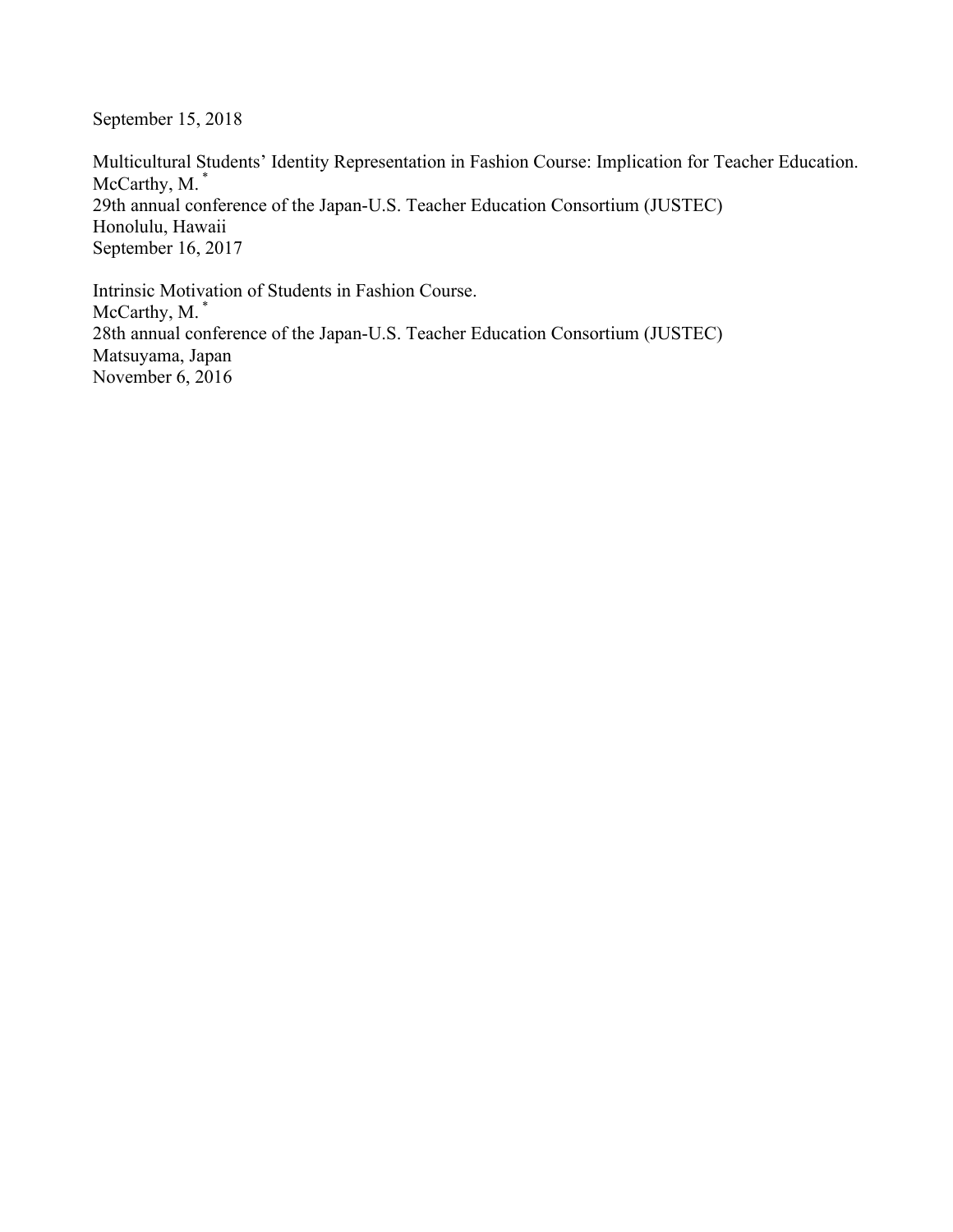September 15, 2018

Multicultural Students' Identity Representation in Fashion Course: Implication for Teacher Education.
McCarthy, M. *
29th annual conference of the Japan-U.S. Teacher Education Consortium (JUSTEC)
Honolulu, Hawaii
September 16, 2017

Intrinsic Motivation of Students in Fashion Course.
McCarthy, M. *
28th annual conference of the Japan-U.S. Teacher Education Consortium (JUSTEC)
Matsuyama, Japan
November 6, 2016